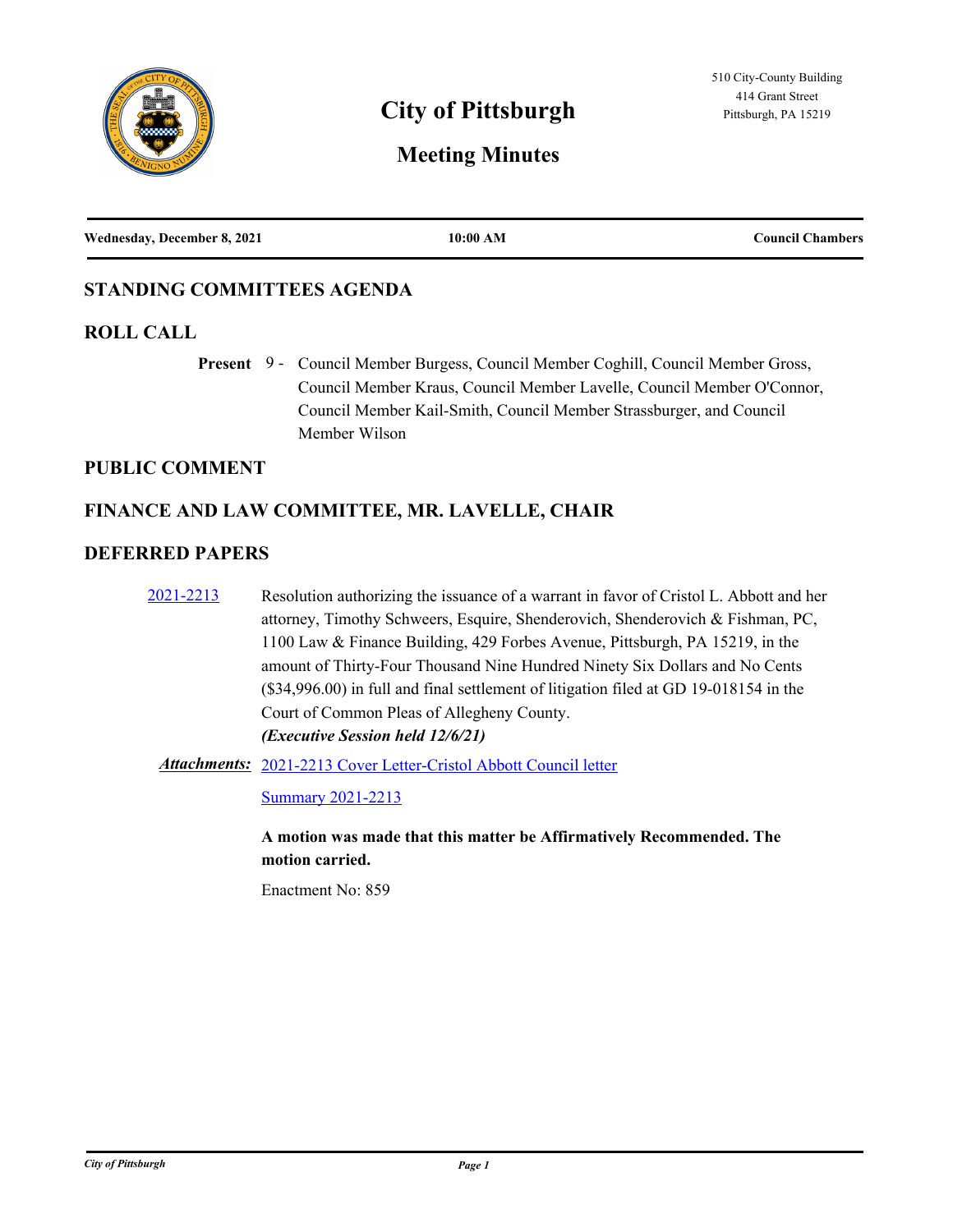# City of Pittsburgh

## Meeting Minutes

510 City-County Building
414 Grant Street
Pittsburgh, PA 15219

| Wednesday, December 8, 2021 | 10:00 AM | Council Chambers |
|---|---|---|

## STANDING COMMITTEES AGENDA

## ROLL CALL

**Present** 9 - Council Member Burgess, Council Member Coghill, Council Member Gross, Council Member Kraus, Council Member Lavelle, Council Member O'Connor, Council Member Kail-Smith, Council Member Strassburger, and Council Member Wilson

## PUBLIC COMMENT

## FINANCE AND LAW COMMITTEE, MR. LAVELLE, CHAIR

## DEFERRED PAPERS

2021-2213 Resolution authorizing the issuance of a warrant in favor of Cristol L. Abbott and her attorney, Timothy Schweers, Esquire, Shenderovich, Shenderovich & Fishman, PC, 1100 Law & Finance Building, 429 Forbes Avenue, Pittsburgh, PA 15219, in the amount of Thirty-Four Thousand Nine Hundred Ninety Six Dollars and No Cents ($34,996.00) in full and final settlement of litigation filed at GD 19-018154 in the Court of Common Pleas of Allegheny County.
***(Executive Session held 12/6/21)***

***Attachments:*** 2021-2213 Cover Letter-Cristol Abbott Council letter

Summary 2021-2213

**A motion was made that this matter be Affirmatively Recommended. The motion carried.**

Enactment No: 859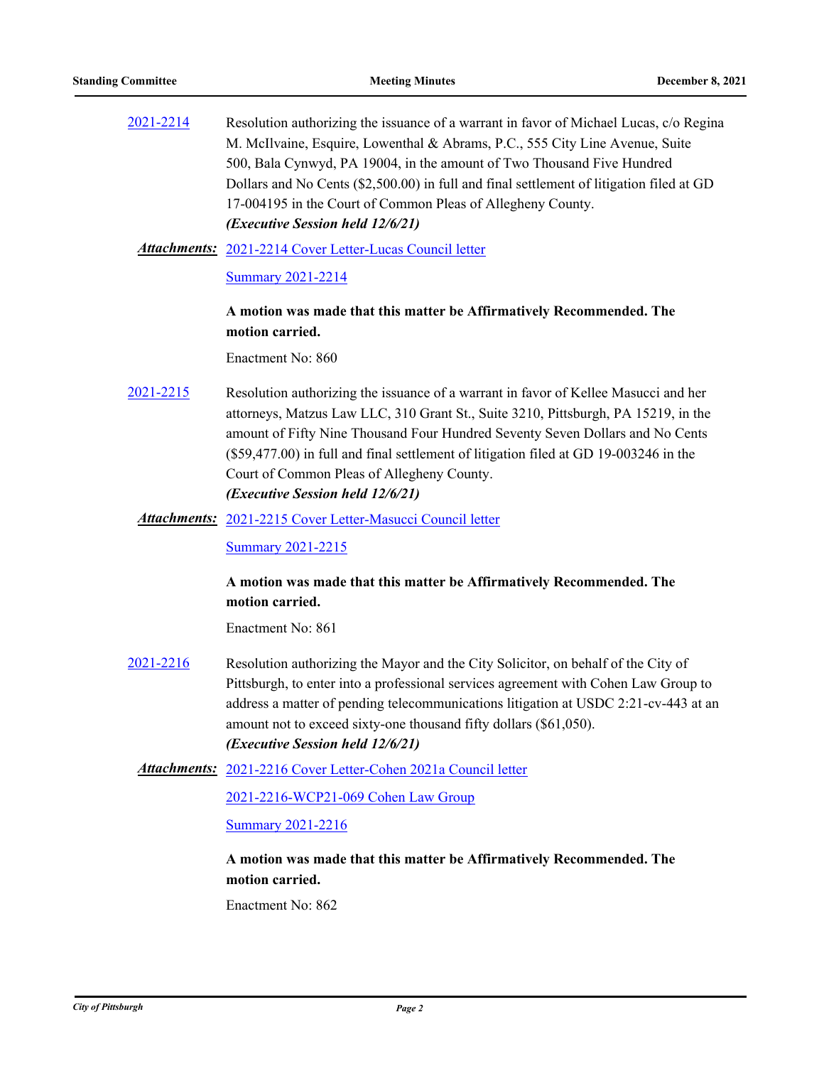[2021-2214](#) Resolution authorizing the issuance of a warrant in favor of Michael Lucas, c/o Regina M. McIlvaine, Esquire, Lowenthal & Abrams, P.C., 555 City Line Avenue, Suite 500, Bala Cynwyd, PA 19004, in the amount of Two Thousand Five Hundred Dollars and No Cents ($2,500.00) in full and final settlement of litigation filed at GD 17-004195 in the Court of Common Pleas of Allegheny County.
***(Executive Session held 12/6/21)***

***Attachments:*** 2021-2214 Cover Letter-Lucas Council letter

Summary 2021-2214

**A motion was made that this matter be Affirmatively Recommended. The motion carried.**

Enactment No: 860

[2021-2215](#) Resolution authorizing the issuance of a warrant in favor of Kellee Masucci and her attorneys, Matzus Law LLC, 310 Grant St., Suite 3210, Pittsburgh, PA 15219, in the amount of Fifty Nine Thousand Four Hundred Seventy Seven Dollars and No Cents ($59,477.00) in full and final settlement of litigation filed at GD 19-003246 in the Court of Common Pleas of Allegheny County.
***(Executive Session held 12/6/21)***

***Attachments:*** 2021-2215 Cover Letter-Masucci Council letter

Summary 2021-2215

**A motion was made that this matter be Affirmatively Recommended. The motion carried.**

Enactment No: 861

[2021-2216](#) Resolution authorizing the Mayor and the City Solicitor, on behalf of the City of Pittsburgh, to enter into a professional services agreement with Cohen Law Group to address a matter of pending telecommunications litigation at USDC 2:21-cv-443 at an amount not to exceed sixty-one thousand fifty dollars ($61,050).
***(Executive Session held 12/6/21)***

***Attachments:*** 2021-2216 Cover Letter-Cohen 2021a Council letter

2021-2216-WCP21-069 Cohen Law Group

Summary 2021-2216

**A motion was made that this matter be Affirmatively Recommended. The motion carried.**

Enactment No: 862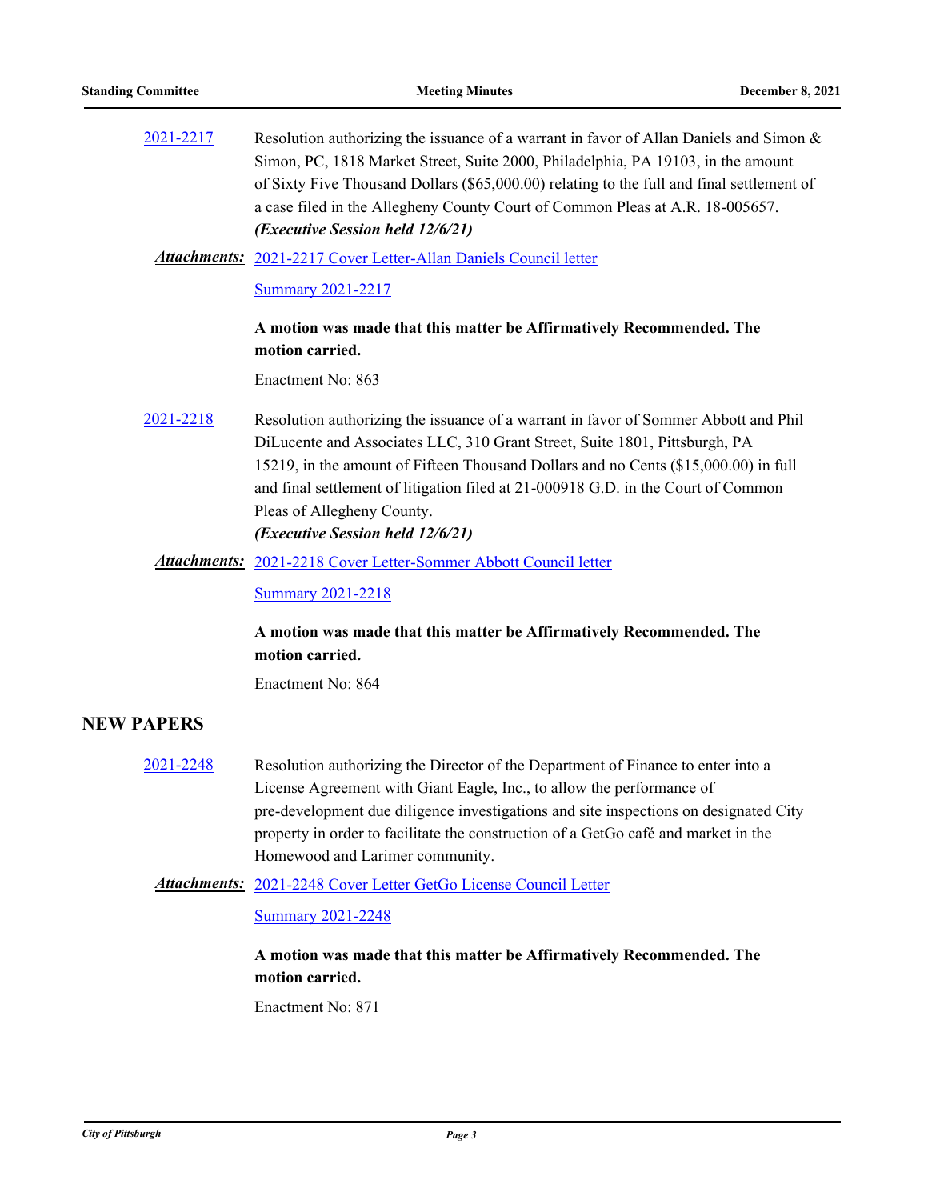2021-2217 Resolution authorizing the issuance of a warrant in favor of Allan Daniels and Simon & Simon, PC, 1818 Market Street, Suite 2000, Philadelphia, PA 19103, in the amount of Sixty Five Thousand Dollars ($65,000.00) relating to the full and final settlement of a case filed in the Allegheny County Court of Common Pleas at A.R. 18-005657. ***(Executive Session held 12/6/21)***

***Attachments:*** 2021-2217 Cover Letter-Allan Daniels Council letter

Summary 2021-2217

**A motion was made that this matter be Affirmatively Recommended. The motion carried.**

Enactment No: 863

2021-2218 Resolution authorizing the issuance of a warrant in favor of Sommer Abbott and Phil DiLucente and Associates LLC, 310 Grant Street, Suite 1801, Pittsburgh, PA 15219, in the amount of Fifteen Thousand Dollars and no Cents ($15,000.00) in full and final settlement of litigation filed at 21-000918 G.D. in the Court of Common Pleas of Allegheny County.
***(Executive Session held 12/6/21)***

***Attachments:*** 2021-2218 Cover Letter-Sommer Abbott Council letter

Summary 2021-2218

**A motion was made that this matter be Affirmatively Recommended. The motion carried.**

Enactment No: 864

## NEW PAPERS

2021-2248 Resolution authorizing the Director of the Department of Finance to enter into a License Agreement with Giant Eagle, Inc., to allow the performance of pre-development due diligence investigations and site inspections on designated City property in order to facilitate the construction of a GetGo café and market in the Homewood and Larimer community.

***Attachments:*** 2021-2248 Cover Letter GetGo License Council Letter

Summary 2021-2248

**A motion was made that this matter be Affirmatively Recommended. The motion carried.**

Enactment No: 871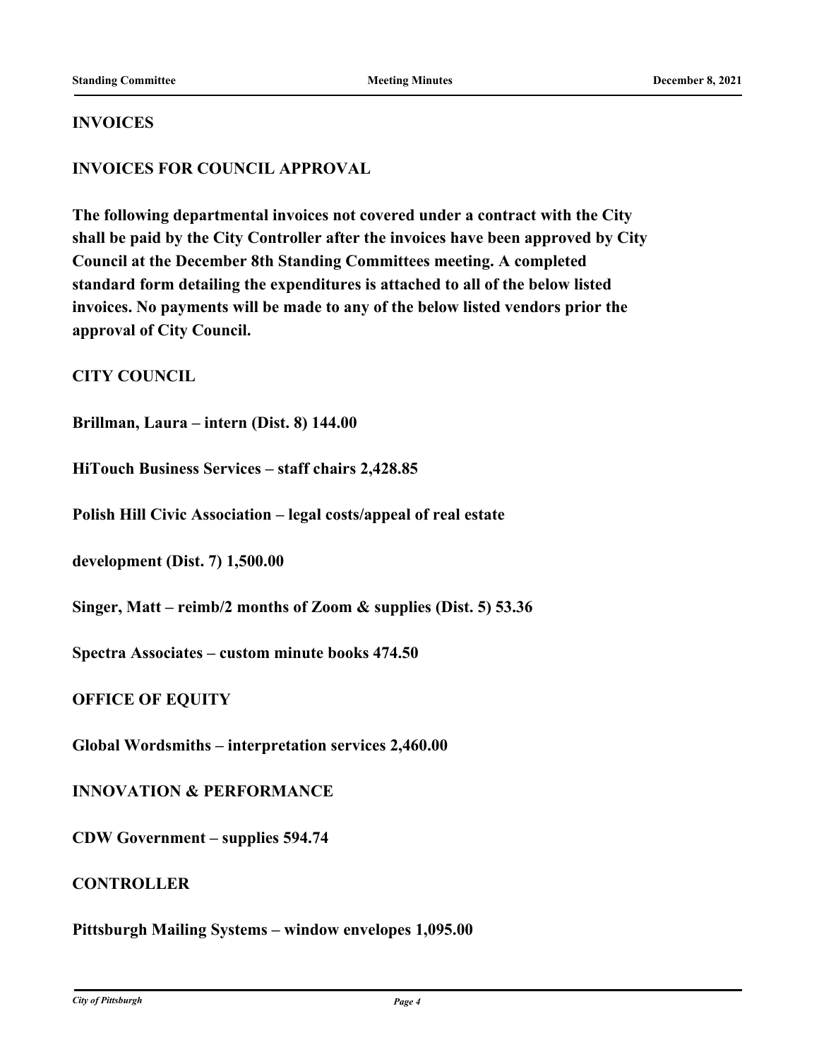**INVOICES**

**INVOICES FOR COUNCIL APPROVAL**

**The following departmental invoices not covered under a contract with the City shall be paid by the City Controller after the invoices have been approved by City Council at the December 8th Standing Committees meeting. A completed standard form detailing the expenditures is attached to all of the below listed invoices. No payments will be made to any of the below listed vendors prior the approval of City Council.**

**CITY COUNCIL**

**Brillman, Laura – intern (Dist. 8) 144.00**

**HiTouch Business Services – staff chairs 2,428.85**

**Polish Hill Civic Association – legal costs/appeal of real estate**

**development (Dist. 7) 1,500.00**

**Singer, Matt – reimb/2 months of Zoom & supplies (Dist. 5) 53.36**

**Spectra Associates – custom minute books 474.50**

**OFFICE OF EQUITY**

**Global Wordsmiths – interpretation services 2,460.00**

**INNOVATION & PERFORMANCE**

**CDW Government – supplies 594.74**

**CONTROLLER**

**Pittsburgh Mailing Systems – window envelopes 1,095.00**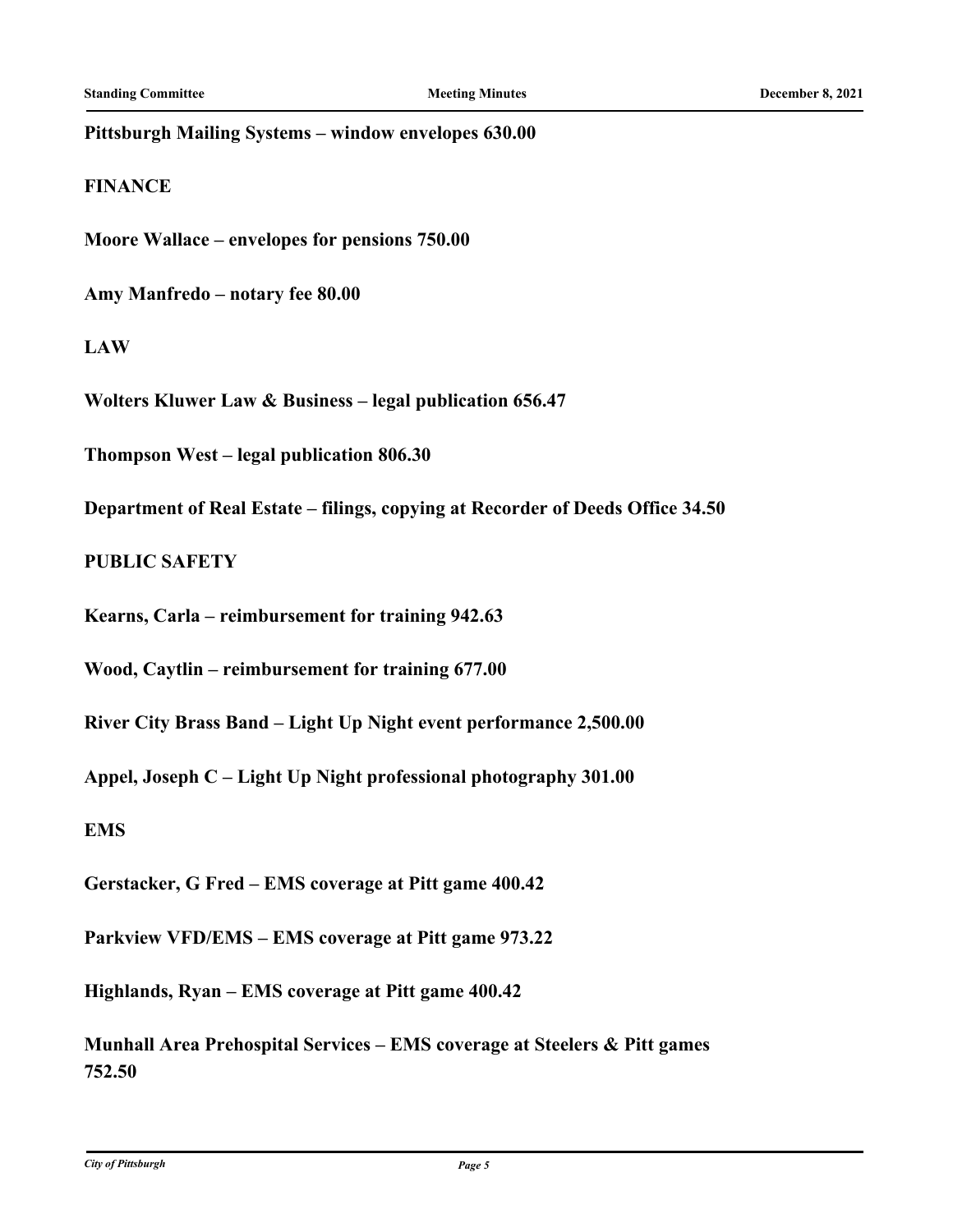**Pittsburgh Mailing Systems – window envelopes 630.00**

**FINANCE**

**Moore Wallace – envelopes for pensions 750.00**

**Amy Manfredo – notary fee 80.00**

**LAW**

**Wolters Kluwer Law & Business – legal publication 656.47**

**Thompson West – legal publication 806.30**

**Department of Real Estate – filings, copying at Recorder of Deeds Office 34.50**

**PUBLIC SAFETY**

**Kearns, Carla – reimbursement for training 942.63**

**Wood, Caytlin – reimbursement for training 677.00**

**River City Brass Band – Light Up Night event performance 2,500.00**

**Appel, Joseph C – Light Up Night professional photography 301.00**

**EMS**

**Gerstacker, G Fred – EMS coverage at Pitt game 400.42**

**Parkview VFD/EMS – EMS coverage at Pitt game 973.22**

**Highlands, Ryan – EMS coverage at Pitt game 400.42**

**Munhall Area Prehospital Services – EMS coverage at Steelers & Pitt games 752.50**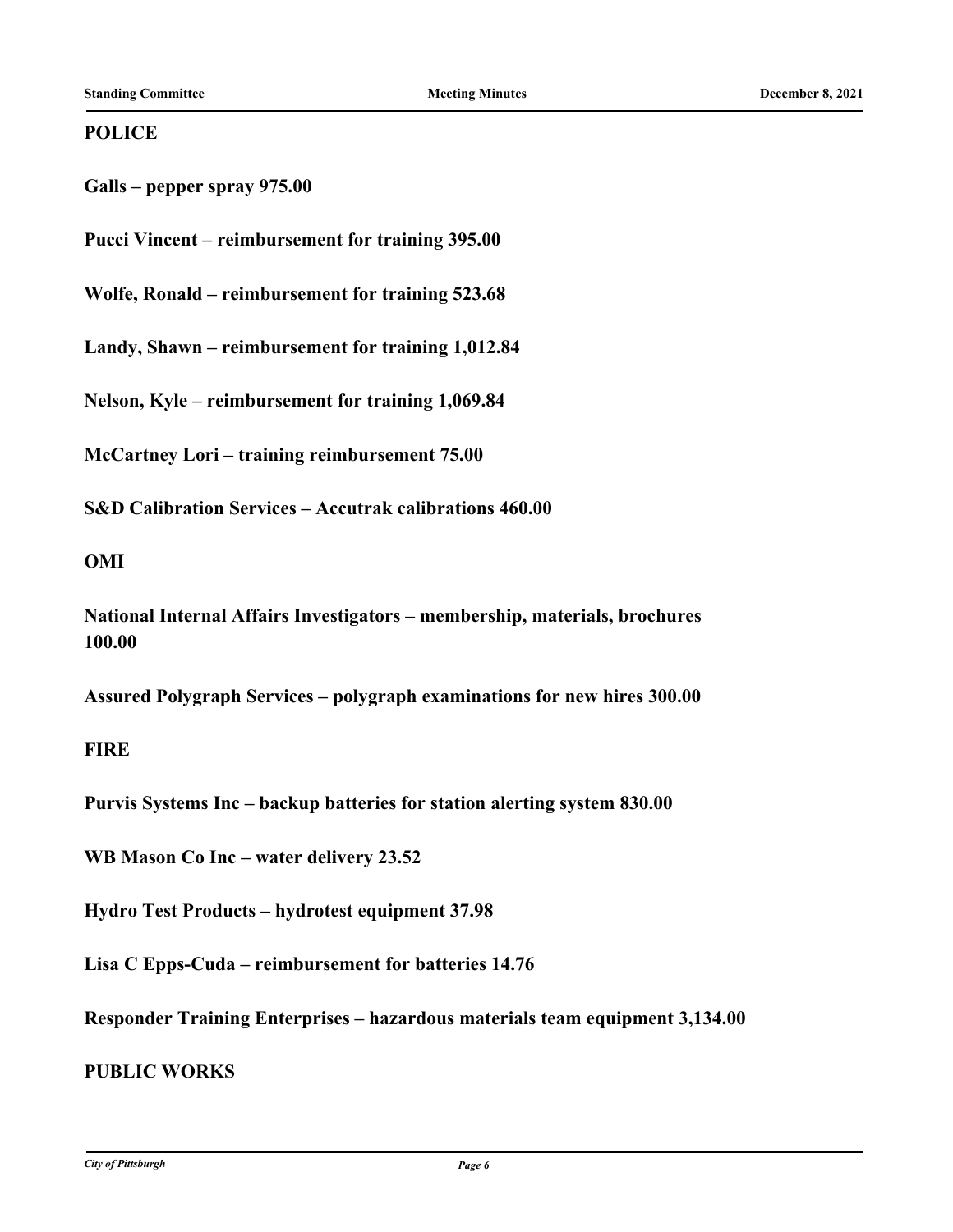**POLICE**

**Galls – pepper spray 975.00**

**Pucci Vincent – reimbursement for training 395.00**

**Wolfe, Ronald – reimbursement for training 523.68**

**Landy, Shawn – reimbursement for training 1,012.84**

**Nelson, Kyle – reimbursement for training 1,069.84**

**McCartney Lori – training reimbursement 75.00**

**S&D Calibration Services – Accutrak calibrations 460.00**

**OMI**

**National Internal Affairs Investigators – membership, materials, brochures 100.00**

**Assured Polygraph Services – polygraph examinations for new hires 300.00**

**FIRE**

**Purvis Systems Inc – backup batteries for station alerting system 830.00**

**WB Mason Co Inc – water delivery 23.52**

**Hydro Test Products – hydrotest equipment 37.98**

**Lisa C Epps-Cuda – reimbursement for batteries 14.76**

**Responder Training Enterprises – hazardous materials team equipment 3,134.00**

**PUBLIC WORKS**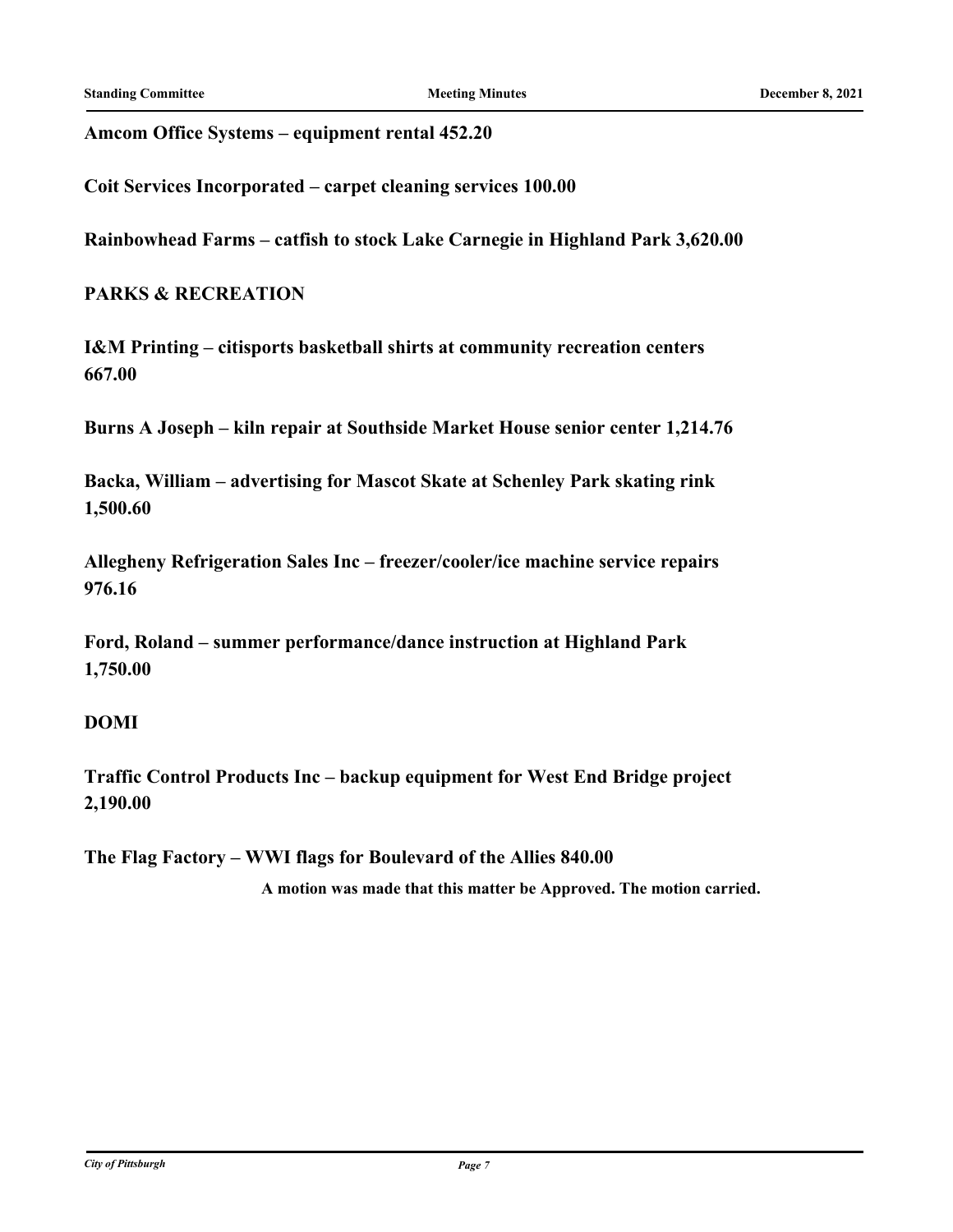**Amcom Office Systems – equipment rental 452.20**

**Coit Services Incorporated – carpet cleaning services 100.00**

**Rainbowhead Farms – catfish to stock Lake Carnegie in Highland Park 3,620.00**

**PARKS & RECREATION**

**I&M Printing – citisports basketball shirts at community recreation centers 667.00**

**Burns A Joseph – kiln repair at Southside Market House senior center 1,214.76**

**Backa, William – advertising for Mascot Skate at Schenley Park skating rink 1,500.60**

**Allegheny Refrigeration Sales Inc – freezer/cooler/ice machine service repairs 976.16**

**Ford, Roland – summer performance/dance instruction at Highland Park 1,750.00**

**DOMI**

**Traffic Control Products Inc – backup equipment for West End Bridge project 2,190.00**

**The Flag Factory – WWI flags for Boulevard of the Allies 840.00**

**A motion was made that this matter be Approved. The motion carried.**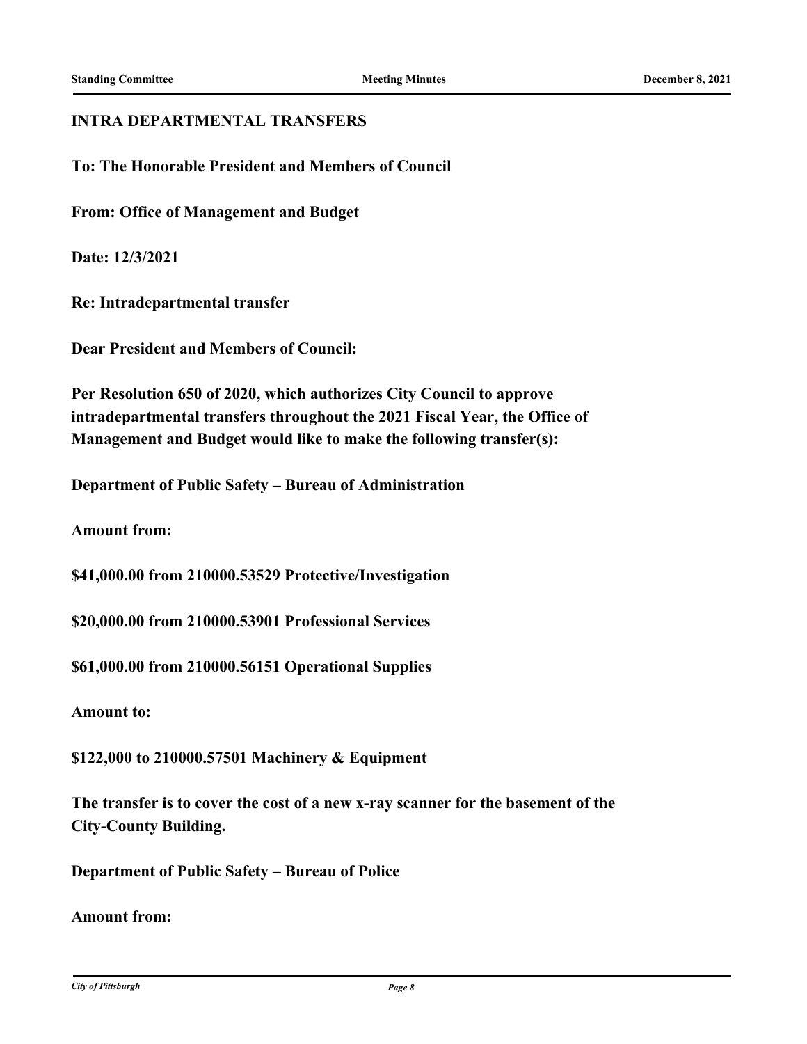**INTRA DEPARTMENTAL TRANSFERS**

**To: The Honorable President and Members of Council**

**From: Office of Management and Budget**

**Date: 12/3/2021**

**Re: Intradepartmental transfer**

**Dear President and Members of Council:**

**Per Resolution 650 of 2020, which authorizes City Council to approve intradepartmental transfers throughout the 2021 Fiscal Year, the Office of Management and Budget would like to make the following transfer(s):**

**Department of Public Safety – Bureau of Administration**

**Amount from:**

**$41,000.00 from 210000.53529 Protective/Investigation**

**$20,000.00 from 210000.53901 Professional Services**

**$61,000.00 from 210000.56151 Operational Supplies**

**Amount to:**

**$122,000 to 210000.57501 Machinery & Equipment**

**The transfer is to cover the cost of a new x-ray scanner for the basement of the City-County Building.**

**Department of Public Safety – Bureau of Police**

**Amount from:**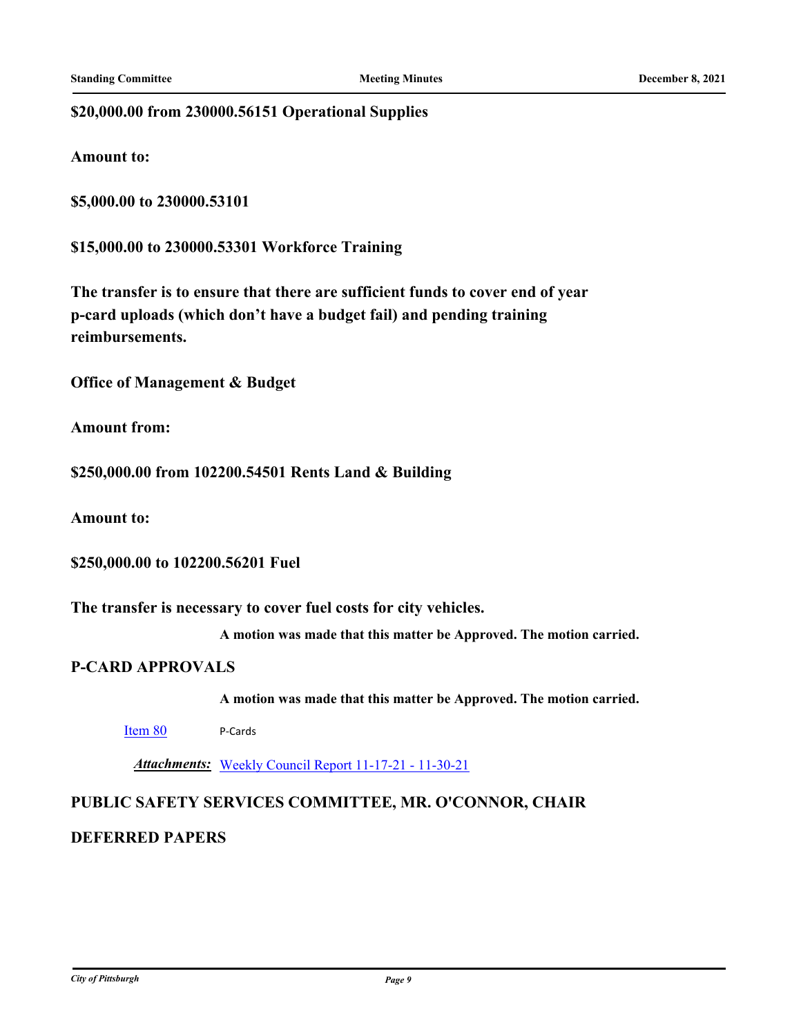**$20,000.00 from 230000.56151 Operational Supplies**

**Amount to:**

**$5,000.00 to 230000.53101**

**$15,000.00 to 230000.53301 Workforce Training**

**The transfer is to ensure that there are sufficient funds to cover end of year p-card uploads (which don't have a budget fail) and pending training reimbursements.**

**Office of Management & Budget**

**Amount from:**

**$250,000.00 from 102200.54501 Rents Land & Building**

**Amount to:**

**$250,000.00 to 102200.56201 Fuel**

**The transfer is necessary to cover fuel costs for city vehicles.**

**A motion was made that this matter be Approved. The motion carried.**

## P-CARD APPROVALS

**A motion was made that this matter be Approved. The motion carried.**

Item 80 P-Cards

***Attachments:*** Weekly Council Report 11-17-21 - 11-30-21

## PUBLIC SAFETY SERVICES COMMITTEE, MR. O'CONNOR, CHAIR

## DEFERRED PAPERS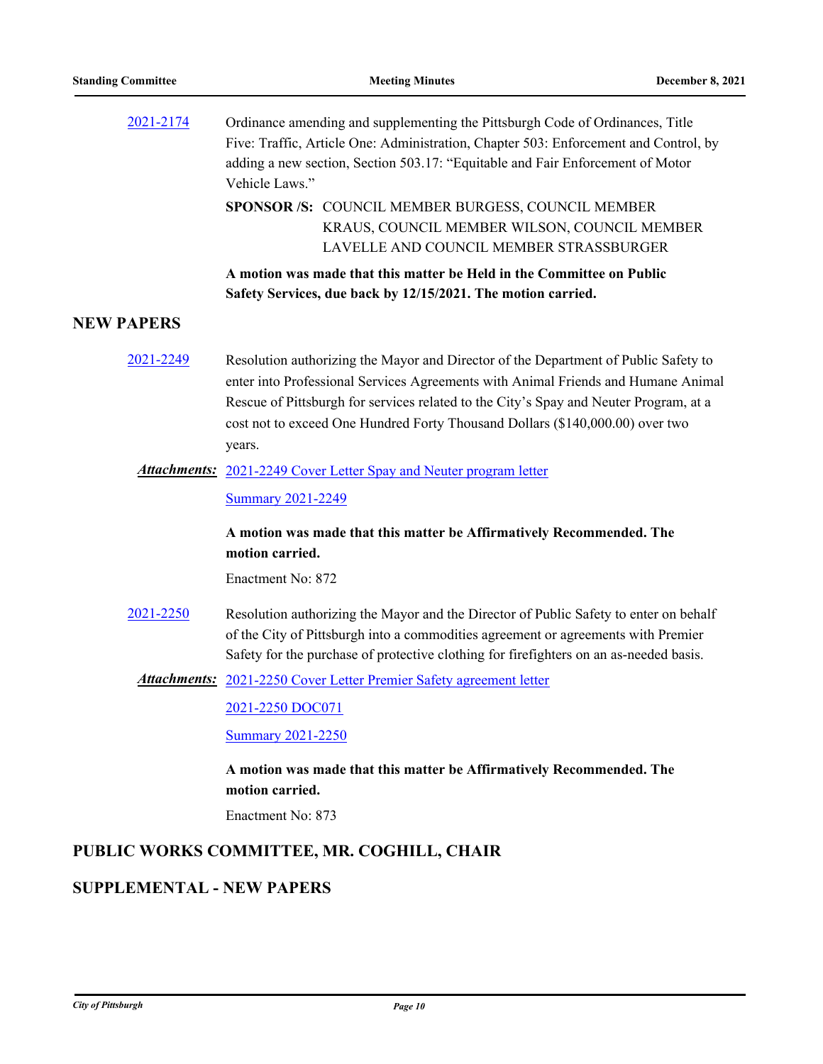2021-2174 Ordinance amending and supplementing the Pittsburgh Code of Ordinances, Title Five: Traffic, Article One: Administration, Chapter 503: Enforcement and Control, by adding a new section, Section 503.17: "Equitable and Fair Enforcement of Motor Vehicle Laws."

**SPONSOR /S:** COUNCIL MEMBER BURGESS, COUNCIL MEMBER KRAUS, COUNCIL MEMBER WILSON, COUNCIL MEMBER LAVELLE AND COUNCIL MEMBER STRASSBURGER

**A motion was made that this matter be Held in the Committee on Public Safety Services, due back by 12/15/2021. The motion carried.**

## NEW PAPERS

2021-2249 Resolution authorizing the Mayor and Director of the Department of Public Safety to enter into Professional Services Agreements with Animal Friends and Humane Animal Rescue of Pittsburgh for services related to the City's Spay and Neuter Program, at a cost not to exceed One Hundred Forty Thousand Dollars ($140,000.00) over two years.

***Attachments:*** 2021-2249 Cover Letter Spay and Neuter program letter

Summary 2021-2249

**A motion was made that this matter be Affirmatively Recommended. The motion carried.**

Enactment No: 872

2021-2250 Resolution authorizing the Mayor and the Director of Public Safety to enter on behalf of the City of Pittsburgh into a commodities agreement or agreements with Premier Safety for the purchase of protective clothing for firefighters on an as-needed basis.

***Attachments:*** 2021-2250 Cover Letter Premier Safety agreement letter

2021-2250 DOC071

Summary 2021-2250

**A motion was made that this matter be Affirmatively Recommended. The motion carried.**

Enactment No: 873

## PUBLIC WORKS COMMITTEE, MR. COGHILL, CHAIR

## SUPPLEMENTAL - NEW PAPERS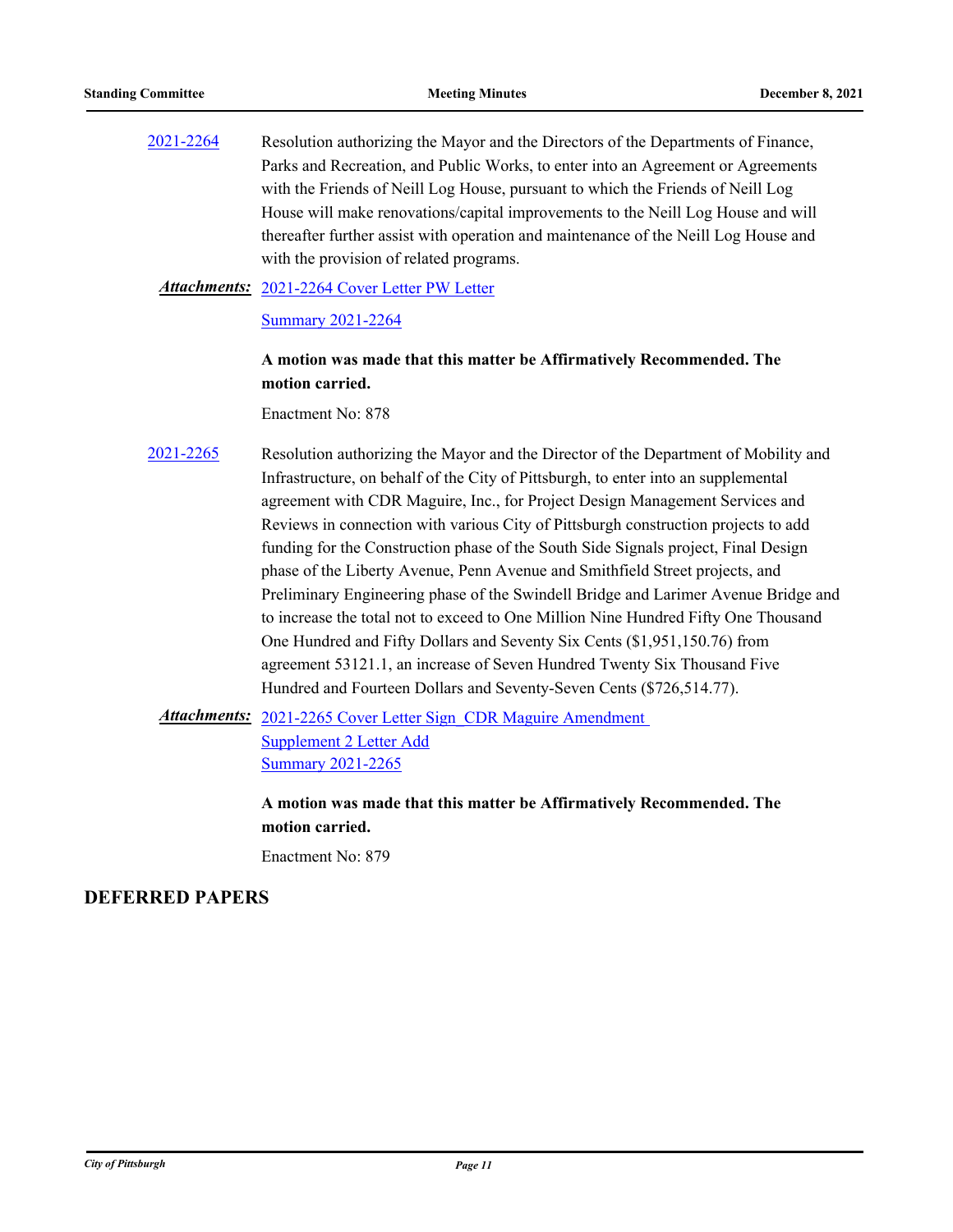2021-2264 Resolution authorizing the Mayor and the Directors of the Departments of Finance, Parks and Recreation, and Public Works, to enter into an Agreement or Agreements with the Friends of Neill Log House, pursuant to which the Friends of Neill Log House will make renovations/capital improvements to the Neill Log House and will thereafter further assist with operation and maintenance of the Neill Log House and with the provision of related programs.

***Attachments:*** 2021-2264 Cover Letter PW Letter
Summary 2021-2264

**A motion was made that this matter be Affirmatively Recommended. The motion carried.**

Enactment No: 878

2021-2265 Resolution authorizing the Mayor and the Director of the Department of Mobility and Infrastructure, on behalf of the City of Pittsburgh, to enter into an supplemental agreement with CDR Maguire, Inc., for Project Design Management Services and Reviews in connection with various City of Pittsburgh construction projects to add funding for the Construction phase of the South Side Signals project, Final Design phase of the Liberty Avenue, Penn Avenue and Smithfield Street projects, and Preliminary Engineering phase of the Swindell Bridge and Larimer Avenue Bridge and to increase the total not to exceed to One Million Nine Hundred Fifty One Thousand One Hundred and Fifty Dollars and Seventy Six Cents ($1,951,150.76) from agreement 53121.1, an increase of Seven Hundred Twenty Six Thousand Five Hundred and Fourteen Dollars and Seventy-Seven Cents ($726,514.77).

***Attachments:*** 2021-2265 Cover Letter Sign_CDR Maguire Amendment
Supplement 2 Letter Add
Summary 2021-2265

**A motion was made that this matter be Affirmatively Recommended. The motion carried.**

Enactment No: 879

## DEFERRED PAPERS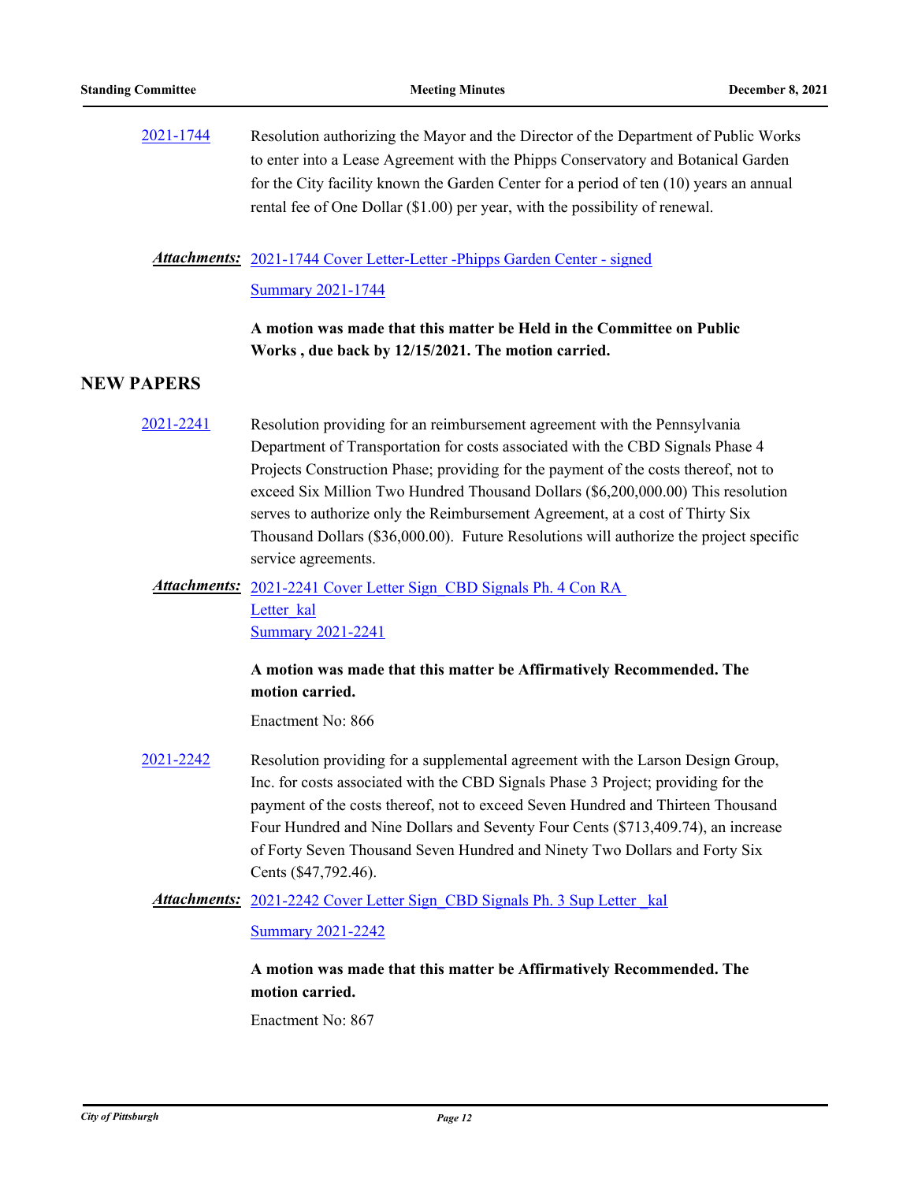2021-1744 Resolution authorizing the Mayor and the Director of the Department of Public Works to enter into a Lease Agreement with the Phipps Conservatory and Botanical Garden for the City facility known the Garden Center for a period of ten (10) years an annual rental fee of One Dollar ($1.00) per year, with the possibility of renewal.

***Attachments:*** 2021-1744 Cover Letter-Letter -Phipps Garden Center - signed

Summary 2021-1744

**A motion was made that this matter be Held in the Committee on Public Works , due back by 12/15/2021. The motion carried.**

## NEW PAPERS

2021-2241 Resolution providing for an reimbursement agreement with the Pennsylvania Department of Transportation for costs associated with the CBD Signals Phase 4 Projects Construction Phase; providing for the payment of the costs thereof, not to exceed Six Million Two Hundred Thousand Dollars ($6,200,000.00) This resolution serves to authorize only the Reimbursement Agreement, at a cost of Thirty Six Thousand Dollars ($36,000.00). Future Resolutions will authorize the project specific service agreements.

***Attachments:*** 2021-2241 Cover Letter Sign_CBD Signals Ph. 4 Con RA Letter_kal

Summary 2021-2241

**A motion was made that this matter be Affirmatively Recommended. The motion carried.**

Enactment No: 866

2021-2242 Resolution providing for a supplemental agreement with the Larson Design Group, Inc. for costs associated with the CBD Signals Phase 3 Project; providing for the payment of the costs thereof, not to exceed Seven Hundred and Thirteen Thousand Four Hundred and Nine Dollars and Seventy Four Cents ($713,409.74), an increase of Forty Seven Thousand Seven Hundred and Ninety Two Dollars and Forty Six Cents ($47,792.46).

***Attachments:*** 2021-2242 Cover Letter Sign_CBD Signals Ph. 3 Sup Letter _kal

Summary 2021-2242

**A motion was made that this matter be Affirmatively Recommended. The motion carried.**

Enactment No: 867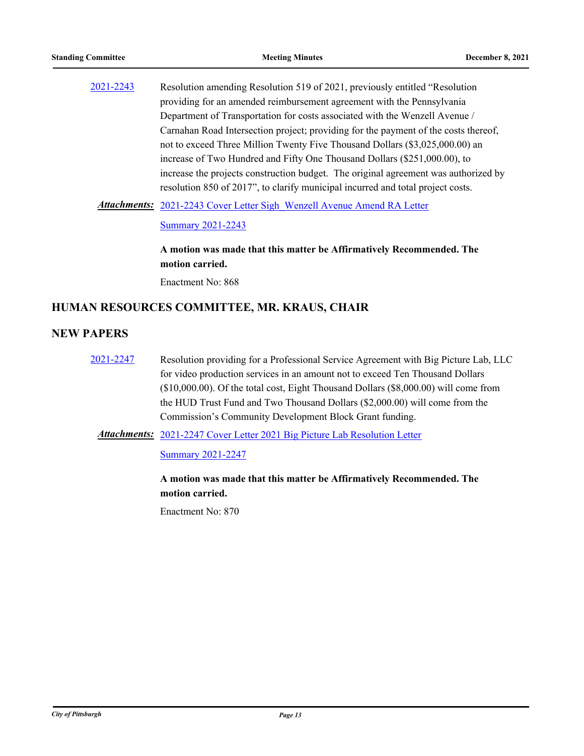2021-2243 Resolution amending Resolution 519 of 2021, previously entitled "Resolution providing for an amended reimbursement agreement with the Pennsylvania Department of Transportation for costs associated with the Wenzell Avenue / Carnahan Road Intersection project; providing for the payment of the costs thereof, not to exceed Three Million Twenty Five Thousand Dollars ($3,025,000.00) an increase of Two Hundred and Fifty One Thousand Dollars ($251,000.00), to increase the projects construction budget. The original agreement was authorized by resolution 850 of 2017", to clarify municipal incurred and total project costs.

***Attachments:*** 2021-2243 Cover Letter Sigh_Wenzell Avenue Amend RA Letter

Summary 2021-2243

**A motion was made that this matter be Affirmatively Recommended. The motion carried.**

Enactment No: 868

## HUMAN RESOURCES COMMITTEE, MR. KRAUS, CHAIR

## NEW PAPERS

2021-2247 Resolution providing for a Professional Service Agreement with Big Picture Lab, LLC for video production services in an amount not to exceed Ten Thousand Dollars ($10,000.00). Of the total cost, Eight Thousand Dollars ($8,000.00) will come from the HUD Trust Fund and Two Thousand Dollars ($2,000.00) will come from the Commission's Community Development Block Grant funding.

***Attachments:*** 2021-2247 Cover Letter 2021 Big Picture Lab Resolution Letter

Summary 2021-2247

**A motion was made that this matter be Affirmatively Recommended. The motion carried.**

Enactment No: 870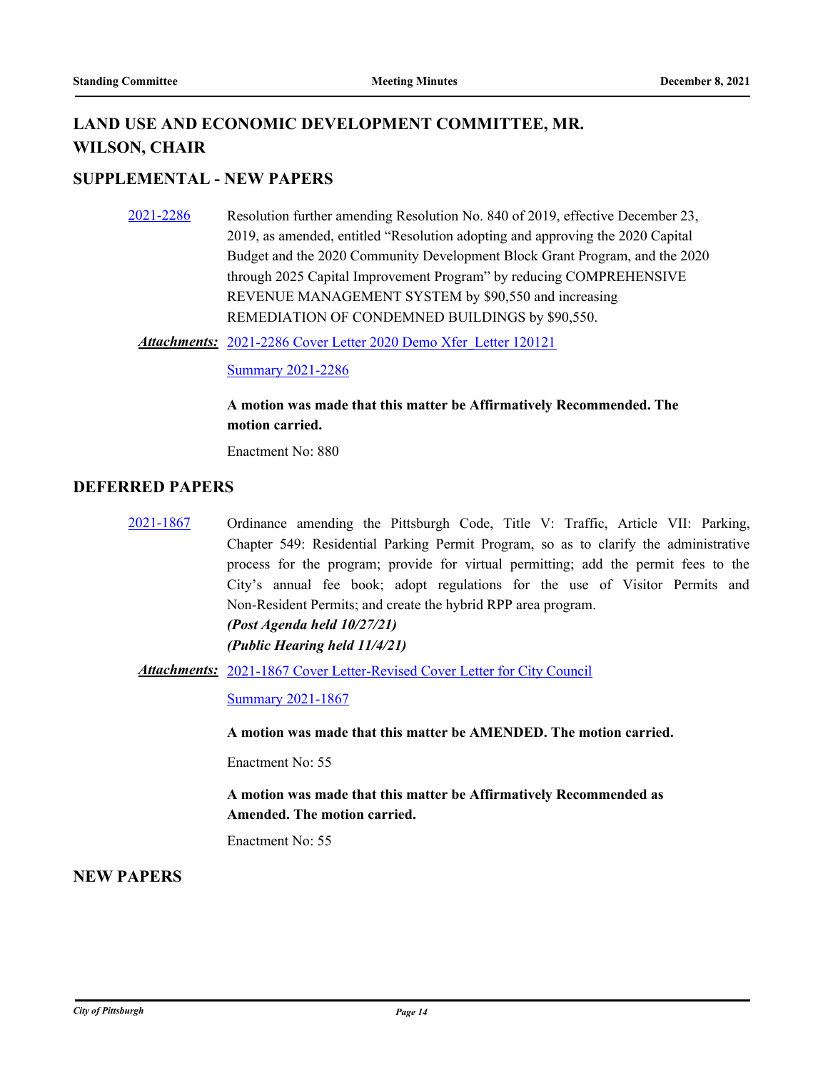## LAND USE AND ECONOMIC DEVELOPMENT COMMITTEE, MR. WILSON, CHAIR

### SUPPLEMENTAL - NEW PAPERS

2021-2286 Resolution further amending Resolution No. 840 of 2019, effective December 23, 2019, as amended, entitled "Resolution adopting and approving the 2020 Capital Budget and the 2020 Community Development Block Grant Program, and the 2020 through 2025 Capital Improvement Program" by reducing COMPREHENSIVE REVENUE MANAGEMENT SYSTEM by $90,550 and increasing REMEDIATION OF CONDEMNED BUILDINGS by $90,550.

***Attachments:*** 2021-2286 Cover Letter 2020 Demo Xfer_Letter 120121

Summary 2021-2286

**A motion was made that this matter be Affirmatively Recommended. The motion carried.**

Enactment No: 880

### DEFERRED PAPERS

2021-1867 Ordinance amending the Pittsburgh Code, Title V: Traffic, Article VII: Parking, Chapter 549: Residential Parking Permit Program, so as to clarify the administrative process for the program; provide for virtual permitting; add the permit fees to the City's annual fee book; adopt regulations for the use of Visitor Permits and Non-Resident Permits; and create the hybrid RPP area program.
***(Post Agenda held 10/27/21)***
***(Public Hearing held 11/4/21)***

***Attachments:*** 2021-1867 Cover Letter-Revised Cover Letter for City Council

Summary 2021-1867

**A motion was made that this matter be AMENDED. The motion carried.**

Enactment No: 55

**A motion was made that this matter be Affirmatively Recommended as Amended. The motion carried.**

Enactment No: 55

### NEW PAPERS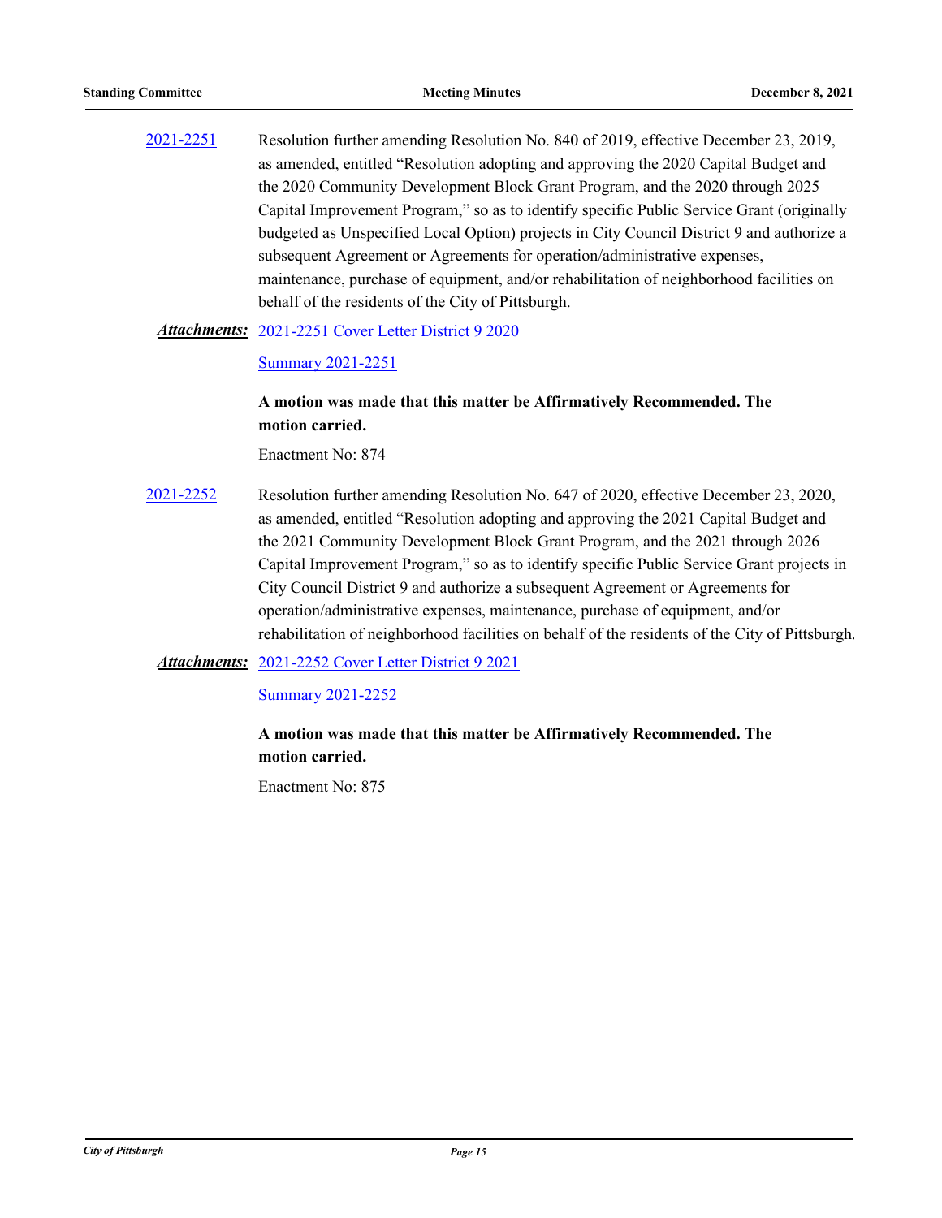2021-2251 Resolution further amending Resolution No. 840 of 2019, effective December 23, 2019, as amended, entitled "Resolution adopting and approving the 2020 Capital Budget and the 2020 Community Development Block Grant Program, and the 2020 through 2025 Capital Improvement Program," so as to identify specific Public Service Grant (originally budgeted as Unspecified Local Option) projects in City Council District 9 and authorize a subsequent Agreement or Agreements for operation/administrative expenses, maintenance, purchase of equipment, and/or rehabilitation of neighborhood facilities on behalf of the residents of the City of Pittsburgh.

***Attachments:*** 2021-2251 Cover Letter District 9 2020

Summary 2021-2251

**A motion was made that this matter be Affirmatively Recommended. The motion carried.**

Enactment No: 874

2021-2252 Resolution further amending Resolution No. 647 of 2020, effective December 23, 2020, as amended, entitled "Resolution adopting and approving the 2021 Capital Budget and the 2021 Community Development Block Grant Program, and the 2021 through 2026 Capital Improvement Program," so as to identify specific Public Service Grant projects in City Council District 9 and authorize a subsequent Agreement or Agreements for operation/administrative expenses, maintenance, purchase of equipment, and/or rehabilitation of neighborhood facilities on behalf of the residents of the City of Pittsburgh.

***Attachments:*** 2021-2252 Cover Letter District 9 2021

Summary 2021-2252

**A motion was made that this matter be Affirmatively Recommended. The motion carried.**

Enactment No: 875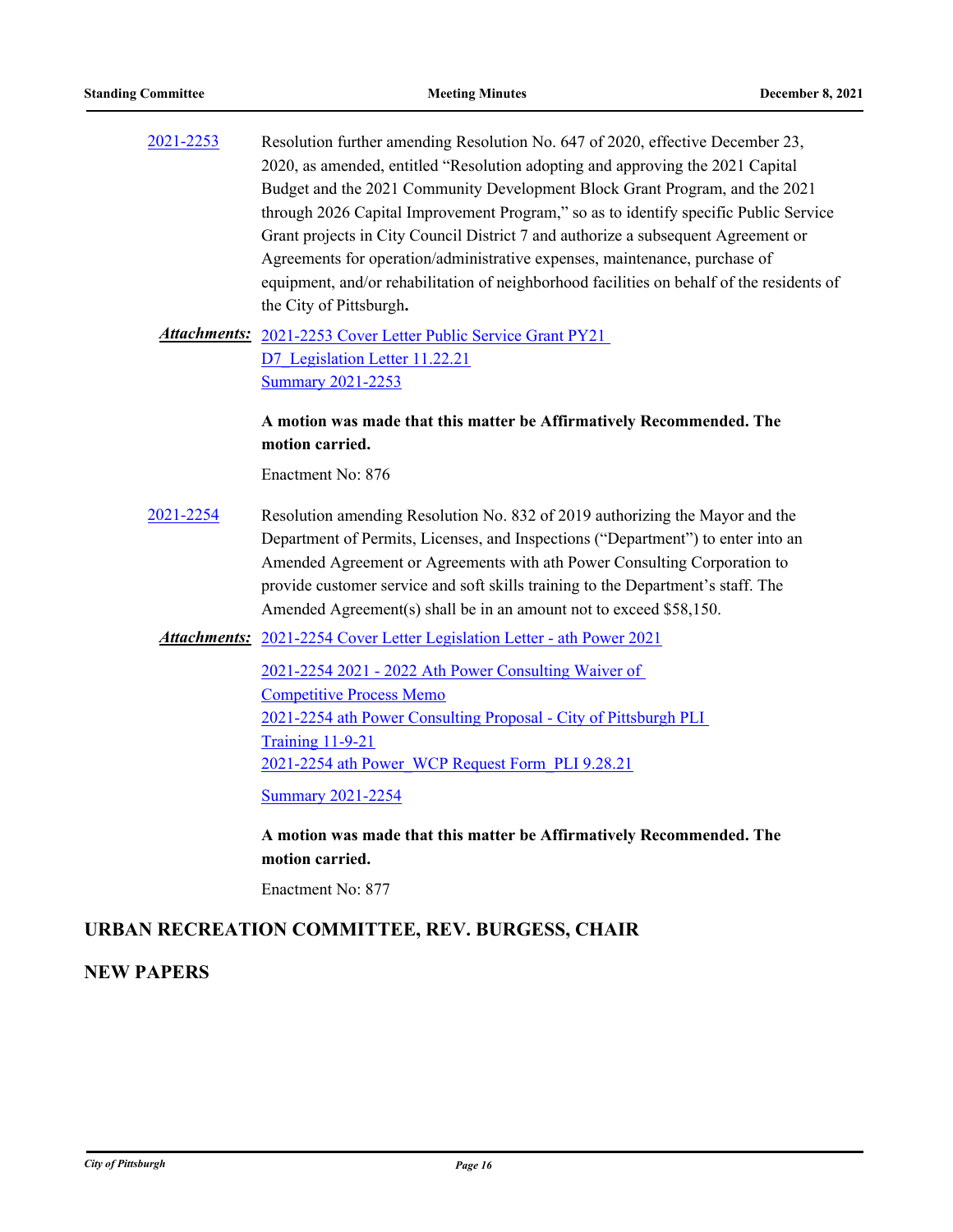2021-2253 Resolution further amending Resolution No. 647 of 2020, effective December 23, 2020, as amended, entitled "Resolution adopting and approving the 2021 Capital Budget and the 2021 Community Development Block Grant Program, and the 2021 through 2026 Capital Improvement Program," so as to identify specific Public Service Grant projects in City Council District 7 and authorize a subsequent Agreement or Agreements for operation/administrative expenses, maintenance, purchase of equipment, and/or rehabilitation of neighborhood facilities on behalf of the residents of the City of Pittsburgh**.**

***Attachments:*** 2021-2253 Cover Letter Public Service Grant PY21
D7_Legislation Letter 11.22.21
Summary 2021-2253

**A motion was made that this matter be Affirmatively Recommended. The motion carried.**

Enactment No: 876

2021-2254 Resolution amending Resolution No. 832 of 2019 authorizing the Mayor and the Department of Permits, Licenses, and Inspections ("Department") to enter into an Amended Agreement or Agreements with ath Power Consulting Corporation to provide customer service and soft skills training to the Department's staff. The Amended Agreement(s) shall be in an amount not to exceed $58,150.

***Attachments:*** 2021-2254 Cover Letter Legislation Letter - ath Power 2021
2021-2254 2021 - 2022 Ath Power Consulting Waiver of Competitive Process Memo
2021-2254 ath Power Consulting Proposal - City of Pittsburgh PLI Training 11-9-21
2021-2254 ath Power_WCP Request Form_PLI 9.28.21
Summary 2021-2254

**A motion was made that this matter be Affirmatively Recommended. The motion carried.**

Enactment No: 877

## URBAN RECREATION COMMITTEE, REV. BURGESS, CHAIR

## NEW PAPERS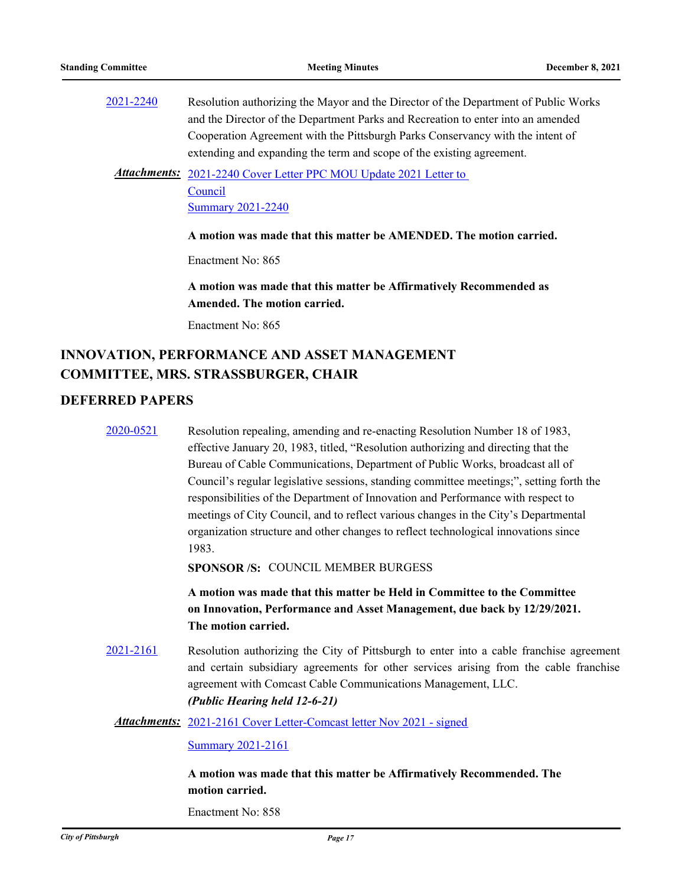[2021-2240](#) Resolution authorizing the Mayor and the Director of the Department of Public Works and the Director of the Department Parks and Recreation to enter into an amended Cooperation Agreement with the Pittsburgh Parks Conservancy with the intent of extending and expanding the term and scope of the existing agreement.

***Attachments:*** [2021-2240 Cover Letter PPC MOU Update 2021 Letter to Council](#)
[Summary 2021-2240](#)

**A motion was made that this matter be AMENDED. The motion carried.**

Enactment No: 865

**A motion was made that this matter be Affirmatively Recommended as Amended. The motion carried.**

Enactment No: 865

## INNOVATION, PERFORMANCE AND ASSET MANAGEMENT COMMITTEE, MRS. STRASSBURGER, CHAIR

## DEFERRED PAPERS

[2020-0521](#) Resolution repealing, amending and re-enacting Resolution Number 18 of 1983, effective January 20, 1983, titled, "Resolution authorizing and directing that the Bureau of Cable Communications, Department of Public Works, broadcast all of Council's regular legislative sessions, standing committee meetings;", setting forth the responsibilities of the Department of Innovation and Performance with respect to meetings of City Council, and to reflect various changes in the City's Departmental organization structure and other changes to reflect technological innovations since 1983.

**SPONSOR /S:** COUNCIL MEMBER BURGESS

**A motion was made that this matter be Held in Committee to the Committee on Innovation, Performance and Asset Management, due back by 12/29/2021. The motion carried.**

[2021-2161](#) Resolution authorizing the City of Pittsburgh to enter into a cable franchise agreement and certain subsidiary agreements for other services arising from the cable franchise agreement with Comcast Cable Communications Management, LLC.
***(Public Hearing held 12-6-21)***

***Attachments:*** [2021-2161 Cover Letter-Comcast letter Nov 2021 - signed](#)
[Summary 2021-2161](#)

**A motion was made that this matter be Affirmatively Recommended. The motion carried.**

Enactment No: 858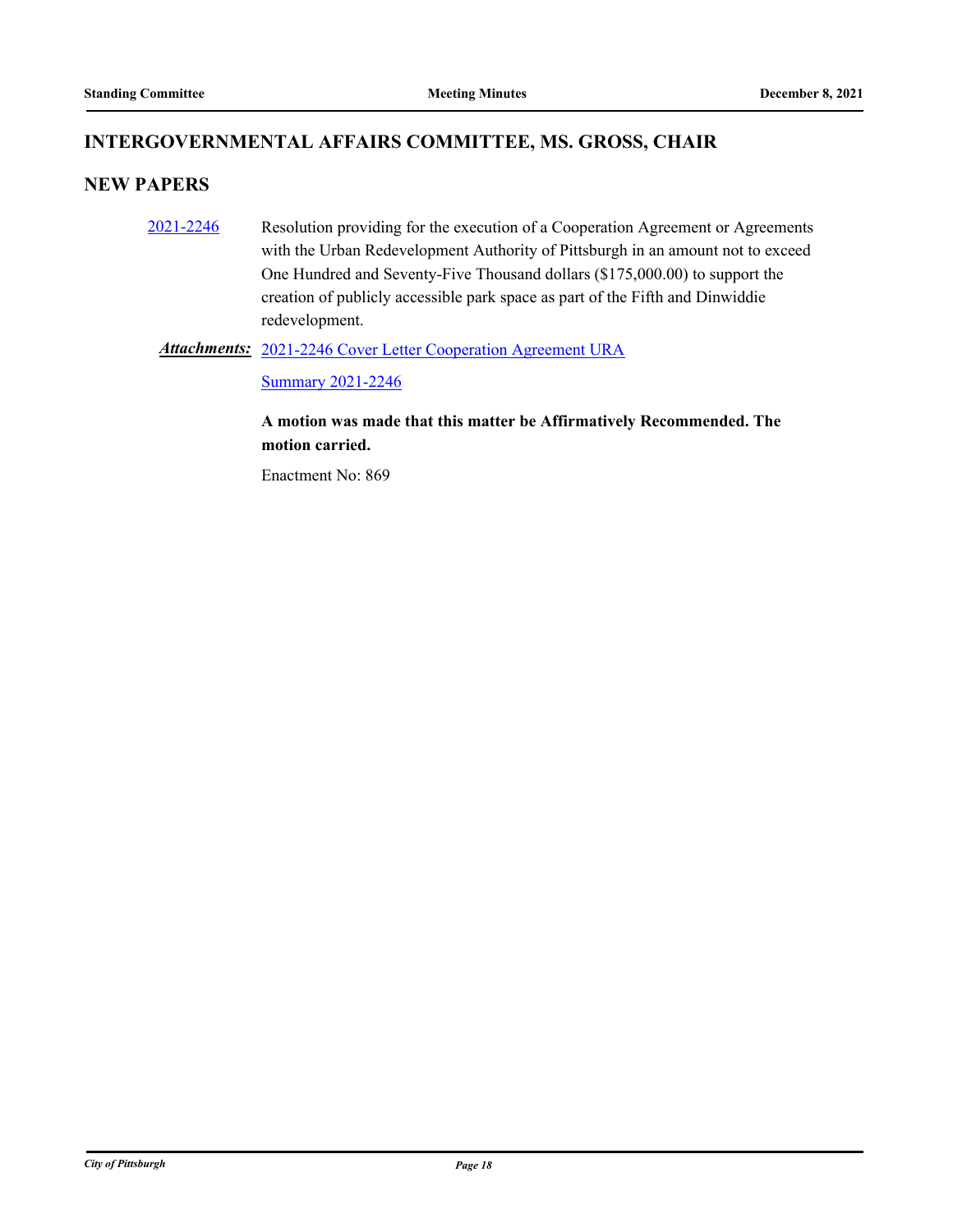## INTERGOVERNMENTAL AFFAIRS COMMITTEE, MS. GROSS, CHAIR

## NEW PAPERS

2021-2246 Resolution providing for the execution of a Cooperation Agreement or Agreements with the Urban Redevelopment Authority of Pittsburgh in an amount not to exceed One Hundred and Seventy-Five Thousand dollars ($175,000.00) to support the creation of publicly accessible park space as part of the Fifth and Dinwiddie redevelopment.

***Attachments:*** 2021-2246 Cover Letter Cooperation Agreement URA

Summary 2021-2246

**A motion was made that this matter be Affirmatively Recommended. The motion carried.**

Enactment No: 869